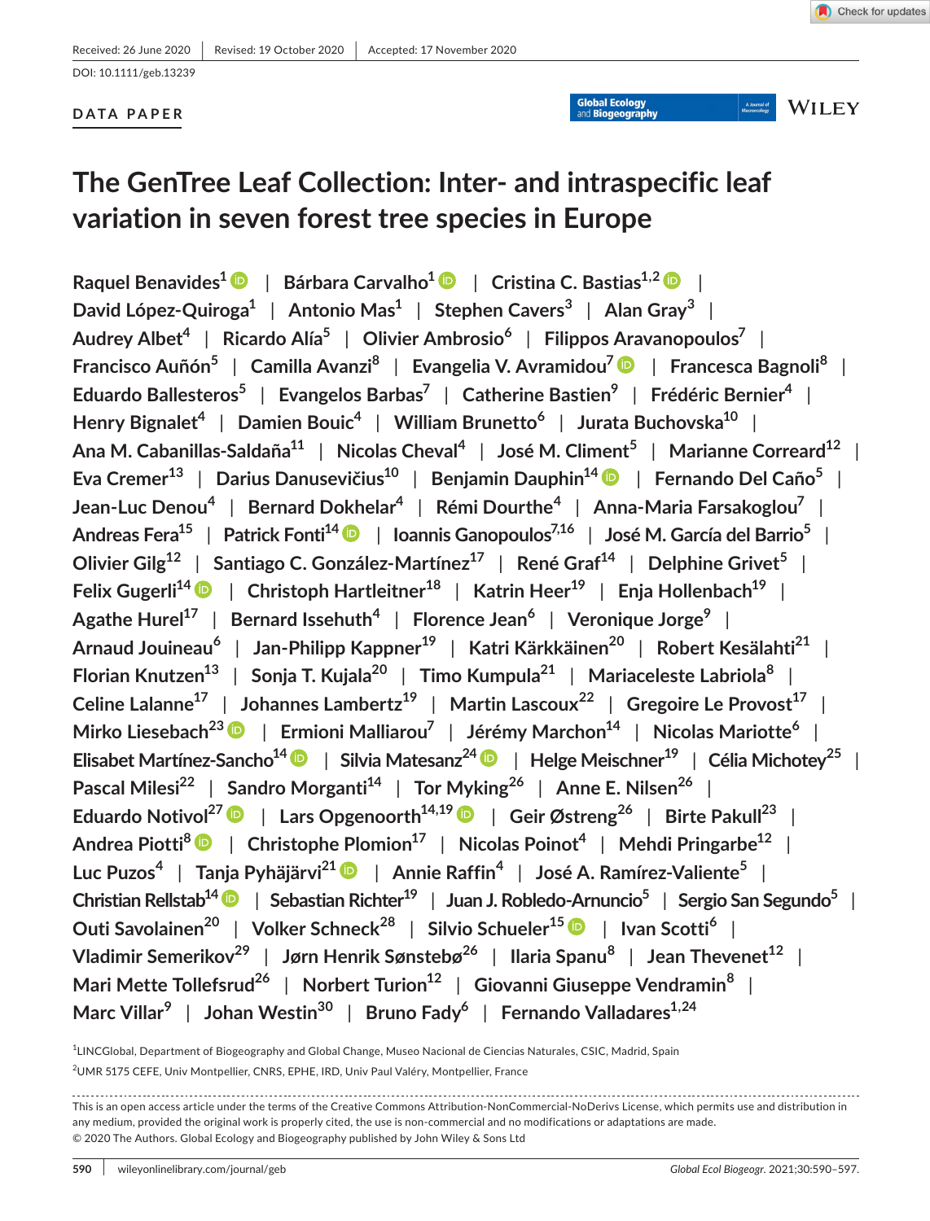Received: 26 June 2020 | Revised: 19 October 2020 | Accepted: 17 November 2020

DOI: 10.1111/geb.13239

**DATA PAPER**

# The GenTree Leaf Collection: Inter- and intraspecific leaf variation in seven forest tree species in Europe

Raquel Benavides[1] | Bárbara Carvalho[1] | Cristina C. Bastias[1,2] | David López-Quiroga[1] | Antonio Mas[1] | Stephen Cavers[3] | Alan Gray[3] | Audrey Albet[4] | Ricardo Alía[5] | Olivier Ambrosio[6] | Filippos Aravanopoulos[7] | Francisco Auñón[5] | Camilla Avanzi[8] | Evangelia V. Avramidou[7] | Francesca Bagnoli[8] | Eduardo Ballesteros[5] | Evangelos Barbas[7] | Catherine Bastien[9] | Frédéric Bernier[4] | Henry Bignalet[4] | Damien Bouic[4] | William Brunetto[6] | Jurata Buchovska[10] | Ana M. Cabanillas-Saldaña[11] | Nicolas Cheval[4] | José M. Climent[5] | Marianne Correard[12] | Eva Cremer[13] | Darius Danusevičius[10] | Benjamin Dauphin[14] | Fernando Del Caño[5] | Jean-Luc Denou[4] | Bernard Dokhelar[4] | Rémi Dourthe[4] | Anna-Maria Farsakoglou[7] | Andreas Fera[15] | Patrick Fonti[14] | Ioannis Ganopoulos[7,16] | José M. García del Barrio[5] | Olivier Gilg[12] | Santiago C. González-Martínez[17] | René Graf[14] | Delphine Grivet[5] | Felix Gugerli[14] | Christoph Hartleitner[18] | Katrin Heer[19] | Enja Hollenbach[19] | Agathe Hurel[17] | Bernard Issehuth[4] | Florence Jean[6] | Veronique Jorge[9] | Arnaud Jouineau[6] | Jan-Philipp Kappner[19] | Katri Kärkkäinen[20] | Robert Kesälahti[21] | Florian Knutzen[13] | Sonja T. Kujala[20] | Timo Kumpula[21] | Mariaceleste Labriola[8] | Celine Lalanne[17] | Johannes Lambertz[19] | Martin Lascoux[22] | Gregoire Le Provost[17] | Mirko Liesebach[23] | Ermioni Malliarou[7] | Jérémy Marchon[14] | Nicolas Mariotte[6] | Elisabet Martínez-Sancho[14] | Silvia Matesanz[24] | Helge Meischner[19] | Célia Michotey[25] | Pascal Milesi[22] | Sandro Morganti[14] | Tor Myking[26] | Anne E. Nilsen[26] | Eduardo Notivol[27] | Lars Opgenoorth[14,19] | Geir Østreng[26] | Birte Pakull[23] | Andrea Piotti[8] | Christophe Plomion[17] | Nicolas Poinot[4] | Mehdi Pringarbe[12] | Luc Puzos[4] | Tanja Pyhäjärvi[21] | Annie Raffin[4] | José A. Ramírez-Valiente[5] | Christian Rellstab[14] | Sebastian Richter[19] | Juan J. Robledo-Arnuncio[5] | Sergio San Segundo[5] | Outi Savolainen[20] | Volker Schneck[28] | Silvio Schueler[15] | Ivan Scotti[6] | Vladimir Semerikov[29] | Jørn Henrik Sønstebø[26] | Ilaria Spanu[8] | Jean Thevenet[12] | Mari Mette Tollefsrud[26] | Norbert Turion[12] | Giovanni Giuseppe Vendramin[8] | Marc Villar[9] | Johan Westin[30] | Bruno Fady[6] | Fernando Valladares[1,24]

[1]LINCGlobal, Department of Biogeography and Global Change, Museo Nacional de Ciencias Naturales, CSIC, Madrid, Spain

[2]UMR 5175 CEFE, Univ Montpellier, CNRS, EPHE, IRD, Univ Paul Valéry, Montpellier, France

This is an open access article under the terms of the Creative Commons Attribution-NonCommercial-NoDerivs License, which permits use and distribution in any medium, provided the original work is properly cited, the use is non-commercial and no modifications or adaptations are made.
© 2020 The Authors. Global Ecology and Biogeography published by John Wiley & Sons Ltd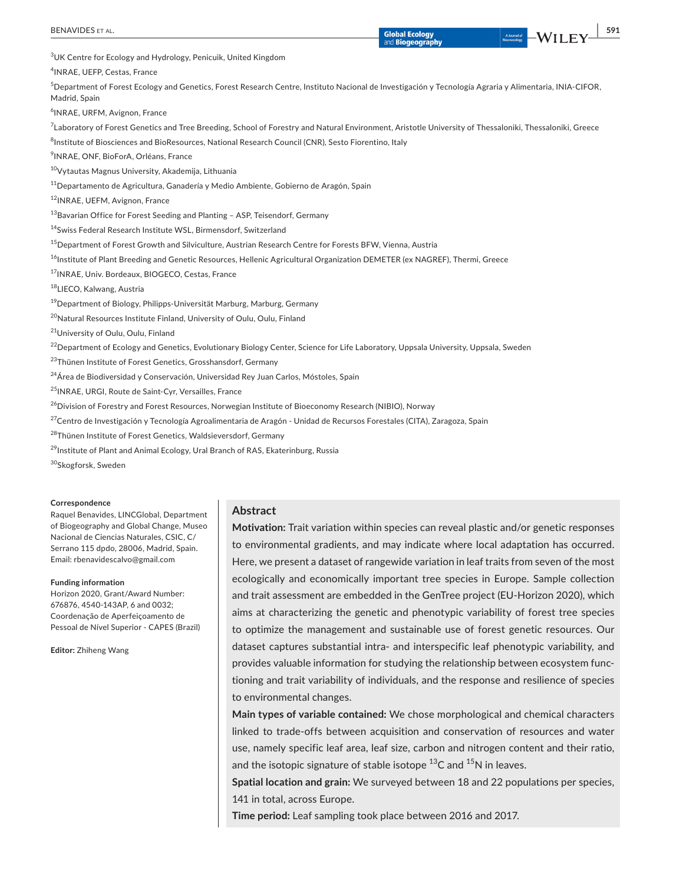[3]UK Centre for Ecology and Hydrology, Penicuik, United Kingdom

[4]INRAE, UEFP, Cestas, France

[5]Department of Forest Ecology and Genetics, Forest Research Centre, Instituto Nacional de Investigación y Tecnología Agraria y Alimentaria, INIA-CIFOR, Madrid, Spain

[6]INRAE, URFM, Avignon, France

[7]Laboratory of Forest Genetics and Tree Breeding, School of Forestry and Natural Environment, Aristotle University of Thessaloniki, Thessaloniki, Greece

[8]Institute of Biosciences and BioResources, National Research Council (CNR), Sesto Fiorentino, Italy

[9]INRAE, ONF, BioForA, Orléans, France

[10]Vytautas Magnus University, Akademija, Lithuania

[11]Departamento de Agricultura, Ganadería y Medio Ambiente, Gobierno de Aragón, Spain

[12]INRAE, UEFM, Avignon, France

[13]Bavarian Office for Forest Seeding and Planting – ASP, Teisendorf, Germany

[14]Swiss Federal Research Institute WSL, Birmensdorf, Switzerland

[15]Department of Forest Growth and Silviculture, Austrian Research Centre for Forests BFW, Vienna, Austria

[16]Institute of Plant Breeding and Genetic Resources, Hellenic Agricultural Organization DEMETER (ex NAGREF), Thermi, Greece

[17]INRAE, Univ. Bordeaux, BIOGECO, Cestas, France

[18]LIECO, Kalwang, Austria

[19]Department of Biology, Philipps-Universität Marburg, Marburg, Germany

[20]Natural Resources Institute Finland, University of Oulu, Oulu, Finland

[21]University of Oulu, Oulu, Finland

[22]Department of Ecology and Genetics, Evolutionary Biology Center, Science for Life Laboratory, Uppsala University, Uppsala, Sweden

[23]Thünen Institute of Forest Genetics, Grosshansdorf, Germany

[24]Área de Biodiversidad y Conservación, Universidad Rey Juan Carlos, Móstoles, Spain

[25]INRAE, URGI, Route de Saint-Cyr, Versailles, France

[26]Division of Forestry and Forest Resources, Norwegian Institute of Bioeconomy Research (NIBIO), Norway

[27]Centro de Investigación y Tecnología Agroalimentaria de Aragón - Unidad de Recursos Forestales (CITA), Zaragoza, Spain

[28]Thünen Institute of Forest Genetics, Waldsieversdorf, Germany

[29]Institute of Plant and Animal Ecology, Ural Branch of RAS, Ekaterinburg, Russia

[30]Skogforsk, Sweden

**Correspondence**

Raquel Benavides, LINCGlobal, Department of Biogeography and Global Change, Museo Nacional de Ciencias Naturales, CSIC, C/ Serrano 115 dpdo, 28006, Madrid, Spain.
Email: rbenavidescalvo@gmail.com

**Funding information**

Horizon 2020, Grant/Award Number: 676876, 4540-143AP, 6 and 0032; Coordenação de Aperfeiçoamento de Pessoal de Nível Superior - CAPES (Brazil)

**Editor:** Zhiheng Wang

## Abstract

**Motivation:** Trait variation within species can reveal plastic and/or genetic responses to environmental gradients, and may indicate where local adaptation has occurred. Here, we present a dataset of rangewide variation in leaf traits from seven of the most ecologically and economically important tree species in Europe. Sample collection and trait assessment are embedded in the GenTree project (EU-Horizon 2020), which aims at characterizing the genetic and phenotypic variability of forest tree species to optimize the management and sustainable use of forest genetic resources. Our dataset captures substantial intra- and interspecific leaf phenotypic variability, and provides valuable information for studying the relationship between ecosystem functioning and trait variability of individuals, and the response and resilience of species to environmental changes.

**Main types of variable contained:** We chose morphological and chemical characters linked to trade-offs between acquisition and conservation of resources and water use, namely specific leaf area, leaf size, carbon and nitrogen content and their ratio, and the isotopic signature of stable isotope $^{13}C$ and $^{15}N$ in leaves.

**Spatial location and grain:** We surveyed between 18 and 22 populations per species, 141 in total, across Europe.

**Time period:** Leaf sampling took place between 2016 and 2017.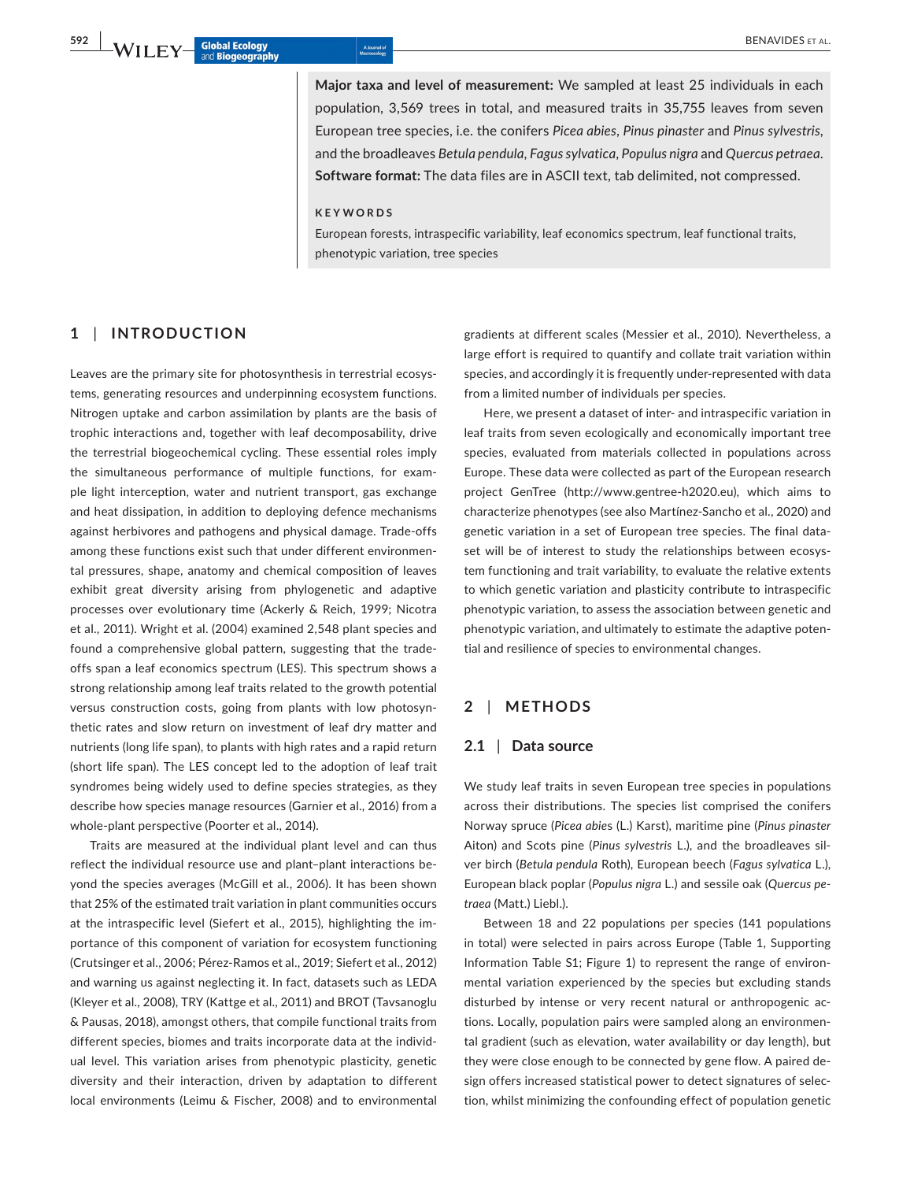**Major taxa and level of measurement:** We sampled at least 25 individuals in each population, 3,569 trees in total, and measured traits in 35,755 leaves from seven European tree species, i.e. the conifers *Picea abies*, *Pinus pinaster* and *Pinus sylvestris*, and the broadleaves *Betula pendula*, *Fagus sylvatica*, *Populus nigra* and *Quercus petraea*.
**Software format:** The data files are in ASCII text, tab delimited, not compressed.

**KEYWORDS**

European forests, intraspecific variability, leaf economics spectrum, leaf functional traits, phenotypic variation, tree species

## 1 | INTRODUCTION

Leaves are the primary site for photosynthesis in terrestrial ecosystems, generating resources and underpinning ecosystem functions. Nitrogen uptake and carbon assimilation by plants are the basis of trophic interactions and, together with leaf decomposability, drive the terrestrial biogeochemical cycling. These essential roles imply the simultaneous performance of multiple functions, for example light interception, water and nutrient transport, gas exchange and heat dissipation, in addition to deploying defence mechanisms against herbivores and pathogens and physical damage. Trade-offs among these functions exist such that under different environmental pressures, shape, anatomy and chemical composition of leaves exhibit great diversity arising from phylogenetic and adaptive processes over evolutionary time (Ackerly & Reich, 1999; Nicotra et al., 2011). Wright et al. (2004) examined 2,548 plant species and found a comprehensive global pattern, suggesting that the trade-offs span a leaf economics spectrum (LES). This spectrum shows a strong relationship among leaf traits related to the growth potential versus construction costs, going from plants with low photosynthetic rates and slow return on investment of leaf dry matter and nutrients (long life span), to plants with high rates and a rapid return (short life span). The LES concept led to the adoption of leaf trait syndromes being widely used to define species strategies, as they describe how species manage resources (Garnier et al., 2016) from a whole-plant perspective (Poorter et al., 2014).

Traits are measured at the individual plant level and can thus reflect the individual resource use and plant–plant interactions beyond the species averages (McGill et al., 2006). It has been shown that 25% of the estimated trait variation in plant communities occurs at the intraspecific level (Siefert et al., 2015), highlighting the importance of this component of variation for ecosystem functioning (Crutsinger et al., 2006; Pérez-Ramos et al., 2019; Siefert et al., 2012) and warning us against neglecting it. In fact, datasets such as LEDA (Kleyer et al., 2008), TRY (Kattge et al., 2011) and BROT (Tavsanoglu & Pausas, 2018), amongst others, that compile functional traits from different species, biomes and traits incorporate data at the individual level. This variation arises from phenotypic plasticity, genetic diversity and their interaction, driven by adaptation to different local environments (Leimu & Fischer, 2008) and to environmental gradients at different scales (Messier et al., 2010). Nevertheless, a large effort is required to quantify and collate trait variation within species, and accordingly it is frequently under-represented with data from a limited number of individuals per species.

Here, we present a dataset of inter- and intraspecific variation in leaf traits from seven ecologically and economically important tree species, evaluated from materials collected in populations across Europe. These data were collected as part of the European research project GenTree (http://www.gentree-h2020.eu), which aims to characterize phenotypes (see also Martínez-Sancho et al., 2020) and genetic variation in a set of European tree species. The final dataset will be of interest to study the relationships between ecosystem functioning and trait variability, to evaluate the relative extents to which genetic variation and plasticity contribute to intraspecific phenotypic variation, to assess the association between genetic and phenotypic variation, and ultimately to estimate the adaptive potential and resilience of species to environmental changes.

## 2 | METHODS

### 2.1 | Data source

We study leaf traits in seven European tree species in populations across their distributions. The species list comprised the conifers Norway spruce (*Picea abies* (L.) Karst), maritime pine (*Pinus pinaster* Aiton) and Scots pine (*Pinus sylvestris* L.), and the broadleaves silver birch (*Betula pendula* Roth), European beech (*Fagus sylvatica* L.), European black poplar (*Populus nigra* L.) and sessile oak (*Quercus petraea* (Matt.) Liebl.).

Between 18 and 22 populations per species (141 populations in total) were selected in pairs across Europe (Table 1, Supporting Information Table S1; Figure 1) to represent the range of environmental variation experienced by the species but excluding stands disturbed by intense or very recent natural or anthropogenic actions. Locally, population pairs were sampled along an environmental gradient (such as elevation, water availability or day length), but they were close enough to be connected by gene flow. A paired design offers increased statistical power to detect signatures of selection, whilst minimizing the confounding effect of population genetic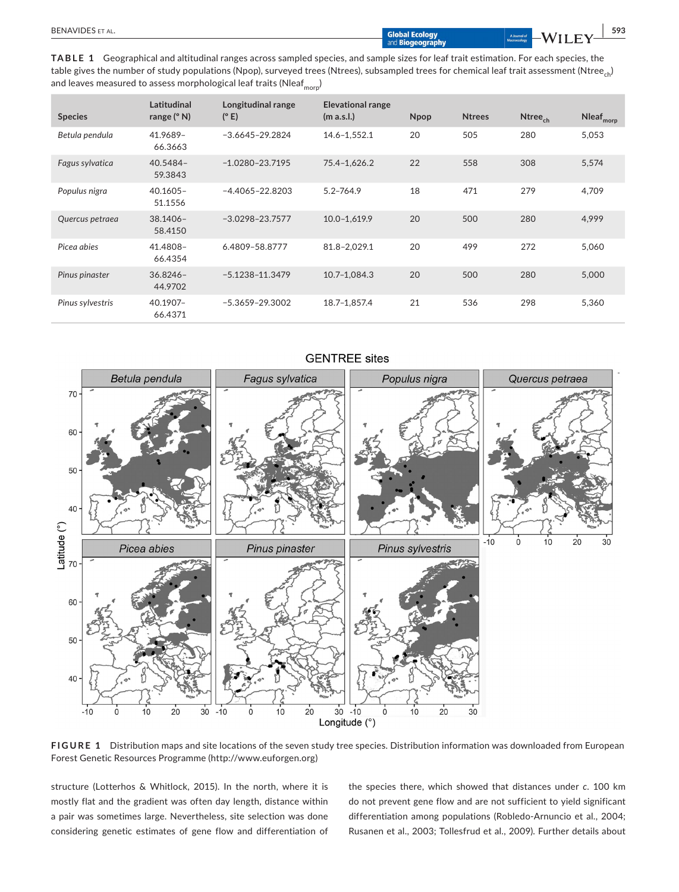**TABLE 1** Geographical and altitudinal ranges across sampled species, and sample sizes for leaf trait estimation. For each species, the table gives the number of study populations (Npop), surveyed trees (Ntrees), subsampled trees for chemical leaf trait assessment ($Ntree_{ch}$) and leaves measured to assess morphological leaf traits ($Nleaf_{morp}$)

| Species | Latitudinal range (° N) | Longitudinal range (° E) | Elevational range (m a.s.l.) | Npop | Ntrees | $Ntree_{ch}$ | $Nleaf_{morp}$ |
|---|---|---|---|---|---|---|---|
| *Betula pendula* | 41.9689–66.3663 | −3.6645–29.2824 | 14.6–1,552.1 | 20 | 505 | 280 | 5,053 |
| *Fagus sylvatica* | 40.5484–59.3843 | −1.0280–23.7195 | 75.4–1,626.2 | 22 | 558 | 308 | 5,574 |
| *Populus nigra* | 40.1605–51.1556 | −4.4065–22.8203 | 5.2–764.9 | 18 | 471 | 279 | 4,709 |
| *Quercus petraea* | 38.1406–58.4150 | −3.0298–23.7577 | 10.0–1,619.9 | 20 | 500 | 280 | 4,999 |
| *Picea abies* | 41.4808–66.4354 | 6.4809–58.8777 | 81.8–2,029.1 | 20 | 499 | 272 | 5,060 |
| *Pinus pinaster* | 36.8246–44.9702 | −5.1238–11.3479 | 10.7–1,084.3 | 20 | 500 | 280 | 5,000 |
| *Pinus sylvestris* | 40.1907–66.4371 | −5.3659–29.3002 | 18.7–1,857.4 | 21 | 536 | 298 | 5,360 |

**FIGURE 1** Distribution maps and site locations of the seven study tree species. Distribution information was downloaded from European Forest Genetic Resources Programme (http://www.euforgen.org)

structure (Lotterhos & Whitlock, 2015). In the north, where it is mostly flat and the gradient was often day length, distance within a pair was sometimes large. Nevertheless, site selection was done considering genetic estimates of gene flow and differentiation of the species there, which showed that distances under c. 100 km do not prevent gene flow and are not sufficient to yield significant differentiation among populations (Robledo-Arnuncio et al., 2004; Rusanen et al., 2003; Tollesfrud et al., 2009). Further details about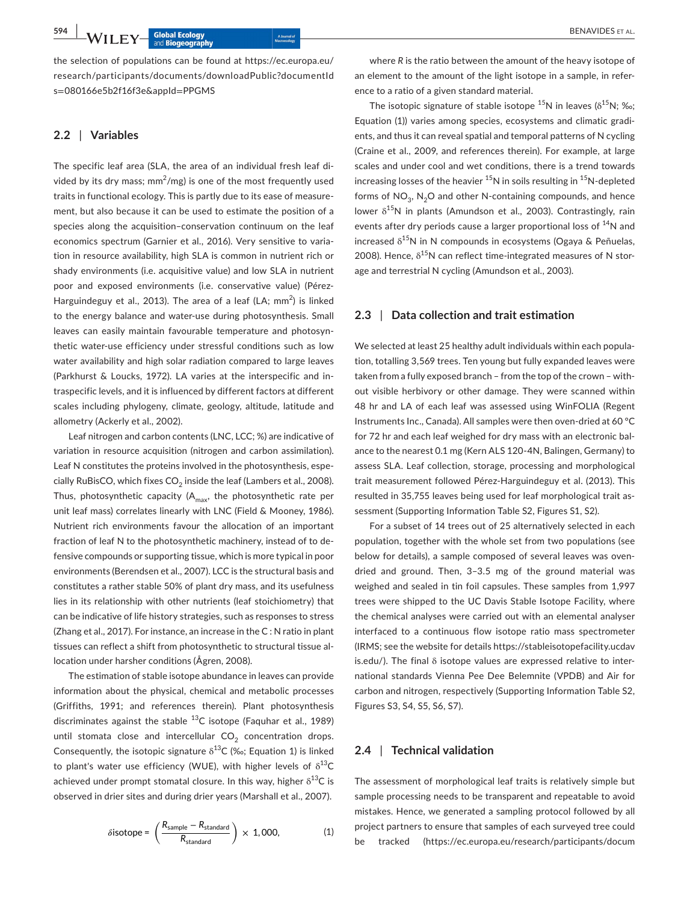the selection of populations can be found at https://ec.europa.eu/research/participants/documents/downloadPublic?documentIds=080166e5b2f16f3e&appId=PPGMS

## 2.2 | Variables

The specific leaf area (SLA, the area of an individual fresh leaf divided by its dry mass; $mm^2/mg$) is one of the most frequently used traits in functional ecology. This is partly due to its ease of measurement, but also because it can be used to estimate the position of a species along the acquisition–conservation continuum on the leaf economics spectrum (Garnier et al., 2016). Very sensitive to variation in resource availability, high SLA is common in nutrient rich or shady environments (i.e. acquisitive value) and low SLA in nutrient poor and exposed environments (i.e. conservative value) (Pérez-Harguindeguy et al., 2013). The area of a leaf (LA; $mm^2$) is linked to the energy balance and water-use during photosynthesis. Small leaves can easily maintain favourable temperature and photosynthetic water-use efficiency under stressful conditions such as low water availability and high solar radiation compared to large leaves (Parkhurst & Loucks, 1972). LA varies at the interspecific and intraspecific levels, and it is influenced by different factors at different scales including phylogeny, climate, geology, altitude, latitude and allometry (Ackerly et al., 2002).

Leaf nitrogen and carbon contents (LNC, LCC; %) are indicative of variation in resource acquisition (nitrogen and carbon assimilation). Leaf N constitutes the proteins involved in the photosynthesis, especially RuBisCO, which fixes $CO_2$ inside the leaf (Lambers et al., 2008). Thus, photosynthetic capacity ($A_{max}$, the photosynthetic rate per unit leaf mass) correlates linearly with LNC (Field & Mooney, 1986). Nutrient rich environments favour the allocation of an important fraction of leaf N to the photosynthetic machinery, instead of to defensive compounds or supporting tissue, which is more typical in poor environments (Berendsen et al., 2007). LCC is the structural basis and constitutes a rather stable 50% of plant dry mass, and its usefulness lies in its relationship with other nutrients (leaf stoichiometry) that can be indicative of life history strategies, such as responses to stress (Zhang et al., 2017). For instance, an increase in the C : N ratio in plant tissues can reflect a shift from photosynthetic to structural tissue allocation under harsher conditions (Ågren, 2008).

The estimation of stable isotope abundance in leaves can provide information about the physical, chemical and metabolic processes (Griffiths, 1991; and references therein). Plant photosynthesis discriminates against the stable $^{13}C$ isotope (Faquhar et al., 1989) until stomata close and intercellular $CO_2$ concentration drops. Consequently, the isotopic signature $\delta^{13}C$ (‰; Equation 1) is linked to plant's water use efficiency (WUE), with higher levels of $\delta^{13}C$ achieved under prompt stomatal closure. In this way, higher $\delta^{13}C$ is observed in drier sites and during drier years (Marshall et al., 2007).

$$\delta \text{isotope} = \left( \frac{R_{\text{sample}} - R_{\text{standard}}}{R_{\text{standard}}} \right) \times 1,000, \qquad (1)$$

where $R$ is the ratio between the amount of the heavy isotope of an element to the amount of the light isotope in a sample, in reference to a ratio of a given standard material.

The isotopic signature of stable isotope $^{15}N$ in leaves ($\delta^{15}N$; ‰; Equation (1)) varies among species, ecosystems and climatic gradients, and thus it can reveal spatial and temporal patterns of N cycling (Craine et al., 2009, and references therein). For example, at large scales and under cool and wet conditions, there is a trend towards increasing losses of the heavier $^{15}N$ in soils resulting in $^{15}N$-depleted forms of $NO_3$, $N_2O$ and other N-containing compounds, and hence lower $\delta^{15}N$ in plants (Amundson et al., 2003). Contrastingly, rain events after dry periods cause a larger proportional loss of $^{14}N$ and increased $\delta^{15}N$ in N compounds in ecosystems (Ogaya & Peñuelas, 2008). Hence, $\delta^{15}N$ can reflect time-integrated measures of N storage and terrestrial N cycling (Amundson et al., 2003).

## 2.3 | Data collection and trait estimation

We selected at least 25 healthy adult individuals within each population, totalling 3,569 trees. Ten young but fully expanded leaves were taken from a fully exposed branch – from the top of the crown – without visible herbivory or other damage. They were scanned within 48 hr and LA of each leaf was assessed using WinFOLIA (Regent Instruments Inc., Canada). All samples were then oven-dried at 60 °C for 72 hr and each leaf weighed for dry mass with an electronic balance to the nearest 0.1 mg (Kern ALS 120-4N, Balingen, Germany) to assess SLA. Leaf collection, storage, processing and morphological trait measurement followed Pérez-Harguindeguy et al. (2013). This resulted in 35,755 leaves being used for leaf morphological trait assessment (Supporting Information Table S2, Figures S1, S2).

For a subset of 14 trees out of 25 alternatively selected in each population, together with the whole set from two populations (see below for details), a sample composed of several leaves was oven-dried and ground. Then, 3–3.5 mg of the ground material was weighed and sealed in tin foil capsules. These samples from 1,997 trees were shipped to the UC Davis Stable Isotope Facility, where the chemical analyses were carried out with an elemental analyser interfaced to a continuous flow isotope ratio mass spectrometer (IRMS; see the website for details https://stableisotopefacility.ucdavis.edu/). The final δ isotope values are expressed relative to international standards Vienna Pee Dee Belemnite (VPDB) and Air for carbon and nitrogen, respectively (Supporting Information Table S2, Figures S3, S4, S5, S6, S7).

## 2.4 | Technical validation

The assessment of morphological leaf traits is relatively simple but sample processing needs to be transparent and repeatable to avoid mistakes. Hence, we generated a sampling protocol followed by all project partners to ensure that samples of each surveyed tree could be tracked (https://ec.europa.eu/research/participants/docum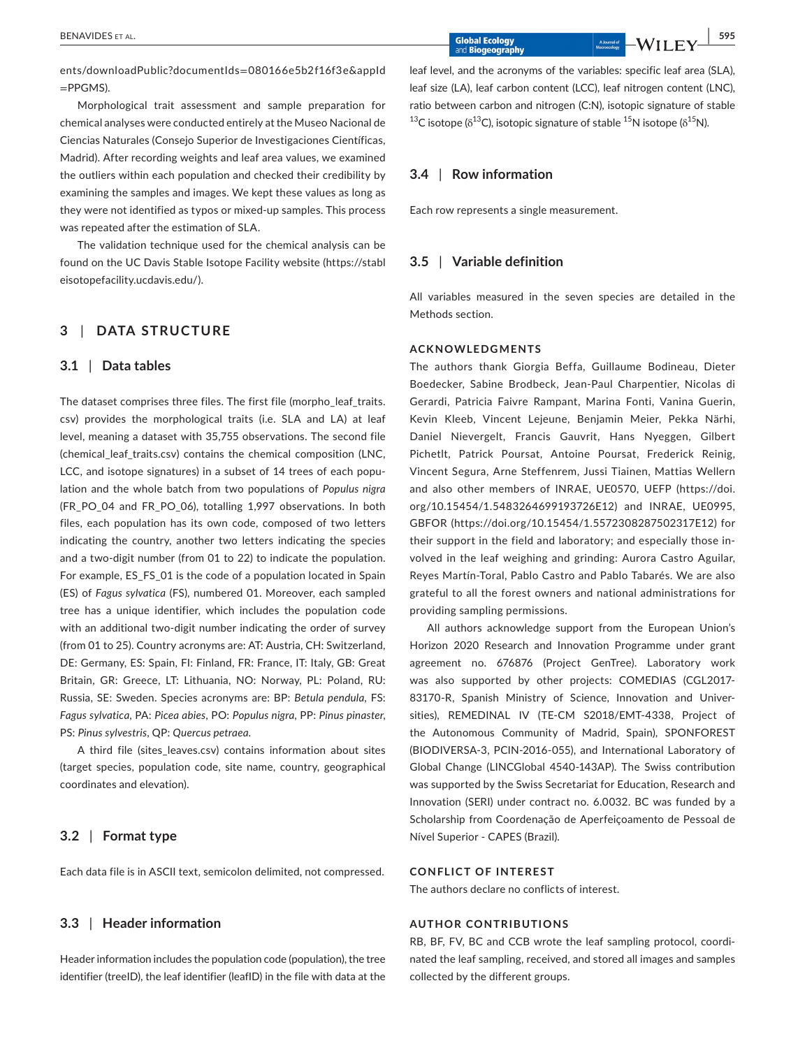ents/downloadPublic?documentIds=080166e5b2f16f3e&appId=PPGMS).

Morphological trait assessment and sample preparation for chemical analyses were conducted entirely at the Museo Nacional de Ciencias Naturales (Consejo Superior de Investigaciones Científicas, Madrid). After recording weights and leaf area values, we examined the outliers within each population and checked their credibility by examining the samples and images. We kept these values as long as they were not identified as typos or mixed-up samples. This process was repeated after the estimation of SLA.

The validation technique used for the chemical analysis can be found on the UC Davis Stable Isotope Facility website (https://stableisotopefacility.ucdavis.edu/).

## 3 | DATA STRUCTURE

### 3.1 | Data tables

The dataset comprises three files. The first file (morpho_leaf_traits.csv) provides the morphological traits (i.e. SLA and LA) at leaf level, meaning a dataset with 35,755 observations. The second file (chemical_leaf_traits.csv) contains the chemical composition (LNC, LCC, and isotope signatures) in a subset of 14 trees of each population and the whole batch from two populations of *Populus nigra* (FR_PO_04 and FR_PO_06), totalling 1,997 observations. In both files, each population has its own code, composed of two letters indicating the country, another two letters indicating the species and a two-digit number (from 01 to 22) to indicate the population. For example, ES_FS_01 is the code of a population located in Spain (ES) of *Fagus sylvatica* (FS), numbered 01. Moreover, each sampled tree has a unique identifier, which includes the population code with an additional two-digit number indicating the order of survey (from 01 to 25). Country acronyms are: AT: Austria, CH: Switzerland, DE: Germany, ES: Spain, FI: Finland, FR: France, IT: Italy, GB: Great Britain, GR: Greece, LT: Lithuania, NO: Norway, PL: Poland, RU: Russia, SE: Sweden. Species acronyms are: BP: *Betula pendula*, FS: *Fagus sylvatica*, PA: *Picea abies*, PO: *Populus nigra*, PP: *Pinus pinaster*, PS: *Pinus sylvestris*, QP: *Quercus petraea*.

A third file (sites_leaves.csv) contains information about sites (target species, population code, site name, country, geographical coordinates and elevation).

### 3.2 | Format type

Each data file is in ASCII text, semicolon delimited, not compressed.

### 3.3 | Header information

Header information includes the population code (population), the tree identifier (treeID), the leaf identifier (leafID) in the file with data at the leaf level, and the acronyms of the variables: specific leaf area (SLA), leaf size (LA), leaf carbon content (LCC), leaf nitrogen content (LNC), ratio between carbon and nitrogen (C:N), isotopic signature of stable $^{13}$C isotope ($\delta^{13}$C), isotopic signature of stable $^{15}$N isotope ($\delta^{15}$N).

### 3.4 | Row information

Each row represents a single measurement.

### 3.5 | Variable definition

All variables measured in the seven species are detailed in the Methods section.

## ACKNOWLEDGMENTS

The authors thank Giorgia Beffa, Guillaume Bodineau, Dieter Boedecker, Sabine Brodbeck, Jean-Paul Charpentier, Nicolas di Gerardi, Patricia Faivre Rampant, Marina Fonti, Vanina Guerin, Kevin Kleeb, Vincent Lejeune, Benjamin Meier, Pekka Närhi, Daniel Nievergelt, Francis Gauvrit, Hans Nyeggen, Gilbert Pichelt, Patrick Poursat, Antoine Poursat, Frederick Reinig, Vincent Segura, Arne Steffenrem, Jussi Tiainen, Mattias Wellern and also other members of INRAE, UE0570, UEFP (https://doi.org/10.15454/1.5483264699193726E12) and INRAE, UE0995, GBFOR (https://doi.org/10.15454/1.5572308287502317E12) for their support in the field and laboratory; and especially those involved in the leaf weighing and grinding: Aurora Castro Aguilar, Reyes Martín-Toral, Pablo Castro and Pablo Tabarés. We are also grateful to all the forest owners and national administrations for providing sampling permissions.

All authors acknowledge support from the European Union's Horizon 2020 Research and Innovation Programme under grant agreement no. 676876 (Project GenTree). Laboratory work was also supported by other projects: COMEDIAS (CGL2017-83170-R, Spanish Ministry of Science, Innovation and Universities), REMEDINAL IV (TE-CM S2018/EMT-4338, Project of the Autonomous Community of Madrid, Spain), SPONFOREST (BIODIVERSA-3, PCIN-2016-055), and International Laboratory of Global Change (LINCGlobal 4540-143AP). The Swiss contribution was supported by the Swiss Secretariat for Education, Research and Innovation (SERI) under contract no. 6.0032. BC was funded by a Scholarship from Coordenação de Aperfeiçoamento de Pessoal de Nível Superior - CAPES (Brazil).

## CONFLICT OF INTEREST

The authors declare no conflicts of interest.

## AUTHOR CONTRIBUTIONS

RB, BF, FV, BC and CCB wrote the leaf sampling protocol, coordinated the leaf sampling, received, and stored all images and samples collected by the different groups.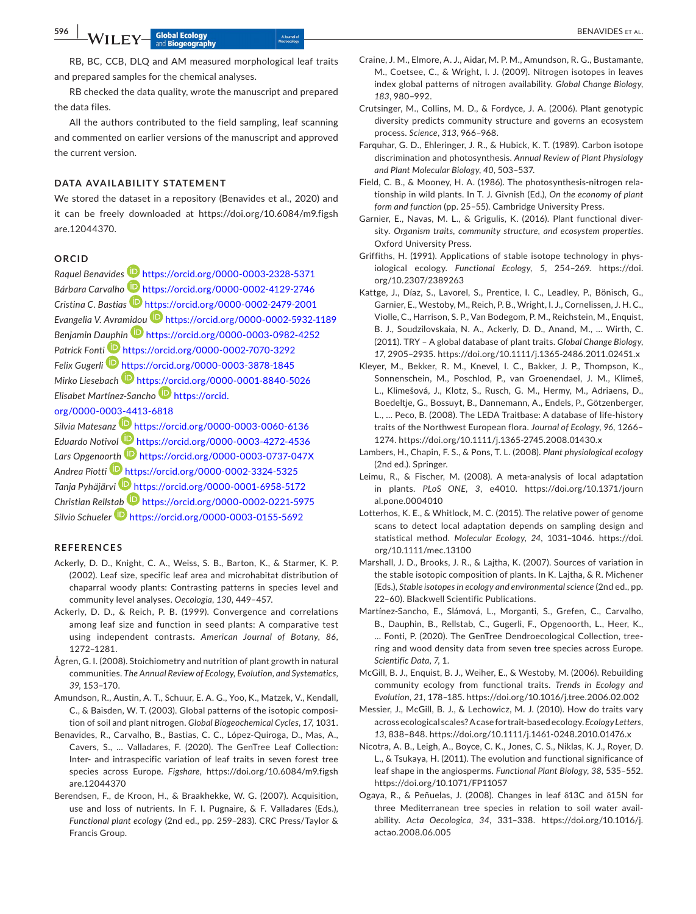RB, BC, CCB, DLQ and AM measured morphological leaf traits and prepared samples for the chemical analyses.

RB checked the data quality, wrote the manuscript and prepared the data files.

All the authors contributed to the field sampling, leaf scanning and commented on earlier versions of the manuscript and approved the current version.

## DATA AVAILABILITY STATEMENT

We stored the dataset in a repository (Benavides et al., 2020) and it can be freely downloaded at https://doi.org/10.6084/m9.figshare.12044370.

## ORCID

*Raquel Benavides* https://orcid.org/0000-0003-2328-5371
*Bárbara Carvalho* https://orcid.org/0000-0002-4129-2746
*Cristina C. Bastias* https://orcid.org/0000-0002-2479-2001
*Evangelia V. Avramidou* https://orcid.org/0000-0002-5932-1189
*Benjamin Dauphin* https://orcid.org/0000-0003-0982-4252
*Patrick Fonti* https://orcid.org/0000-0002-7070-3292
*Felix Gugerli* https://orcid.org/0000-0003-3878-1845
*Mirko Liesebach* https://orcid.org/0000-0001-8840-5026
*Elisabet Martínez-Sancho* https://orcid.org/0000-0003-4413-6818
*Silvia Matesanz* https://orcid.org/0000-0003-0060-6136
*Eduardo Notivol* https://orcid.org/0000-0003-4272-4536
*Lars Opgenoorth* https://orcid.org/0000-0003-0737-047X
*Andrea Piotti* https://orcid.org/0000-0002-3324-5325
*Tanja Pyhäjärvi* https://orcid.org/0000-0001-6958-5172
*Christian Rellstab* https://orcid.org/0000-0002-0221-5975
*Silvio Schueler* https://orcid.org/0000-0003-0155-5692

## REFERENCES

Ackerly, D. D., Knight, C. A., Weiss, S. B., Barton, K., & Starmer, K. P. (2002). Leaf size, specific leaf area and microhabitat distribution of chaparral woody plants: Contrasting patterns in species level and community level analyses. *Oecologia*, *130*, 449–457.

Ackerly, D. D., & Reich, P. B. (1999). Convergence and correlations among leaf size and function in seed plants: A comparative test using independent contrasts. *American Journal of Botany*, *86*, 1272–1281.

Ågren, G. I. (2008). Stoichiometry and nutrition of plant growth in natural communities. *The Annual Review of Ecology, Evolution, and Systematics*, *39*, 153–170.

Amundson, R., Austin, A. T., Schuur, E. A. G., Yoo, K., Matzek, V., Kendall, C., & Baisden, W. T. (2003). Global patterns of the isotopic composition of soil and plant nitrogen. *Global Biogeochemical Cycles*, *17*, 1031.

Benavides, R., Carvalho, B., Bastias, C. C., López-Quiroga, D., Mas, A., Cavers, S., … Valladares, F. (2020). The GenTree Leaf Collection: Inter- and intraspecific variation of leaf traits in seven forest tree species across Europe. *Figshare*, https://doi.org/10.6084/m9.figshare.12044370

Berendsen, F., de Kroon, H., & Braakhekke, W. G. (2007). Acquisition, use and loss of nutrients. In F. I. Pugnaire, & F. Valladares (Eds.), *Functional plant ecology* (2nd ed., pp. 259–283). CRC Press/Taylor & Francis Group.

Craine, J. M., Elmore, A. J., Aidar, M. P. M., Amundson, R. G., Bustamante, M., Coetsee, C., & Wright, I. J. (2009). Nitrogen isotopes in leaves index global patterns of nitrogen availability. *Global Change Biology*, *183*, 980–992.

Crutsinger, M., Collins, M. D., & Fordyce, J. A. (2006). Plant genotypic diversity predicts community structure and governs an ecosystem process. *Science*, *313*, 966–968.

Farquhar, G. D., Ehleringer, J. R., & Hubick, K. T. (1989). Carbon isotope discrimination and photosynthesis. *Annual Review of Plant Physiology and Plant Molecular Biology*, *40*, 503–537.

Field, C. B., & Mooney, H. A. (1986). The photosynthesis-nitrogen relationship in wild plants. In T. J. Givnish (Ed.), *On the economy of plant form and function* (pp. 25–55). Cambridge University Press.

Garnier, E., Navas, M. L., & Grigulis, K. (2016). Plant functional diversity. *Organism traits, community structure, and ecosystem properties*. Oxford University Press.

Griffiths, H. (1991). Applications of stable isotope technology in physiological ecology. *Functional Ecology*, *5*, 254–269. https://doi.org/10.2307/2389263

Kattge, J., Díaz, S., Lavorel, S., Prentice, I. C., Leadley, P., Bönisch, G., Garnier, E., Westoby, M., Reich, P. B., Wright, I. J., Cornelissen, J. H. C., Violle, C., Harrison, S. P., Van Bodegom, P. M., Reichstein, M., Enquist, B. J., Soudzilovskaia, N. A., Ackerly, D. D., Anand, M., … Wirth, C. (2011). TRY – A global database of plant traits. *Global Change Biology*, *17*, 2905–2935. https://doi.org/10.1111/j.1365-2486.2011.02451.x

Kleyer, M., Bekker, R. M., Knevel, I. C., Bakker, J. P., Thompson, K., Sonnenschein, M., Poschlod, P., van Groenendael, J. M., Klimeš, L., Klimešová, J., Klotz, S., Rusch, G. M., Hermy, M., Adriaens, D., Boedeltje, G., Bossuyt, B., Dannemann, A., Endels, P., Götzenberger, L., … Peco, B. (2008). The LEDA Traitbase: A database of life-history traits of the Northwest European flora. *Journal of Ecology*, *96*, 1266–1274. https://doi.org/10.1111/j.1365-2745.2008.01430.x

Lambers, H., Chapin, F. S., & Pons, T. L. (2008). *Plant physiological ecology* (2nd ed.). Springer.

Leimu, R., & Fischer, M. (2008). A meta-analysis of local adaptation in plants. *PLoS ONE*, *3*, e4010. https://doi.org/10.1371/journal.pone.0004010

Lotterhos, K. E., & Whitlock, M. C. (2015). The relative power of genome scans to detect local adaptation depends on sampling design and statistical method. *Molecular Ecology*, *24*, 1031–1046. https://doi.org/10.1111/mec.13100

Marshall, J. D., Brooks, J. R., & Lajtha, K. (2007). Sources of variation in the stable isotopic composition of plants. In K. Lajtha, & R. Michener (Eds.), *Stable isotopes in ecology and environmental science* (2nd ed., pp. 22–60). Blackwell Scientific Publications.

Martínez-Sancho, E., Slámová, L., Morganti, S., Grefen, C., Carvalho, B., Dauphin, B., Rellstab, C., Gugerli, F., Opgenoorth, L., Heer, K., … Fonti, P. (2020). The GenTree Dendroecological Collection, tree-ring and wood density data from seven tree species across Europe. *Scientific Data*, *7*, 1.

McGill, B. J., Enquist, B. J., Weiher, E., & Westoby, M. (2006). Rebuilding community ecology from functional traits. *Trends in Ecology and Evolution*, *21*, 178–185. https://doi.org/10.1016/j.tree.2006.02.002

Messier, J., McGill, B. J., & Lechowicz, M. J. (2010). How do traits vary across ecological scales? A case for trait-based ecology. *Ecology Letters*, *13*, 838–848. https://doi.org/10.1111/j.1461-0248.2010.01476.x

Nicotra, A. B., Leigh, A., Boyce, C. K., Jones, C. S., Niklas, K. J., Royer, D. L., & Tsukaya, H. (2011). The evolution and functional significance of leaf shape in the angiosperms. *Functional Plant Biology*, *38*, 535–552. https://doi.org/10.1071/FP11057

Ogaya, R., & Peñuelas, J. (2008). Changes in leaf δ13C and δ15N for three Mediterranean tree species in relation to soil water availability. *Acta Oecologica*, *34*, 331–338. https://doi.org/10.1016/j.actao.2008.06.005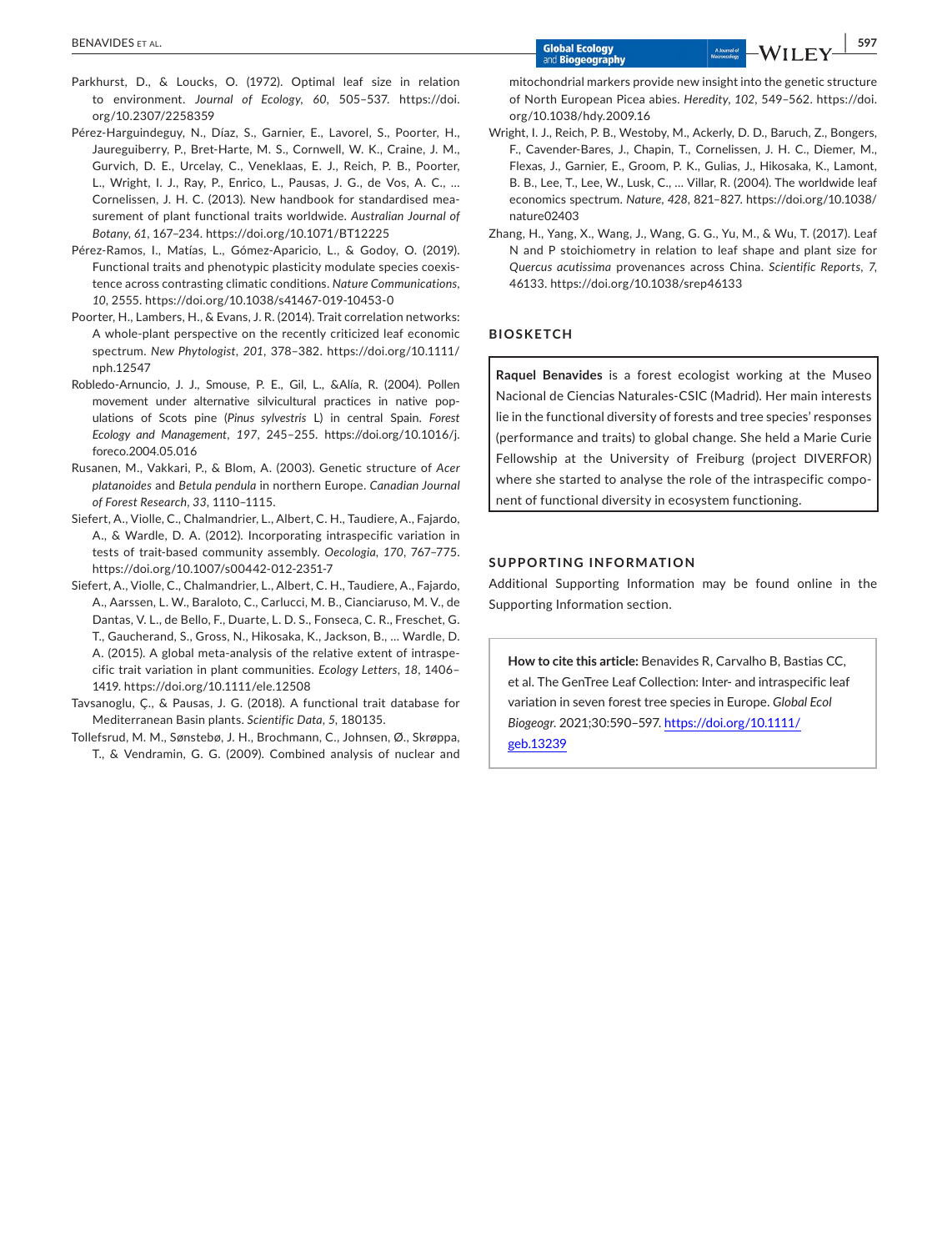Parkhurst, D., & Loucks, O. (1972). Optimal leaf size in relation to environment. *Journal of Ecology*, *60*, 505–537. https://doi.org/10.2307/2258359

Pérez-Harguindeguy, N., Díaz, S., Garnier, E., Lavorel, S., Poorter, H., Jaureguiberry, P., Bret-Harte, M. S., Cornwell, W. K., Craine, J. M., Gurvich, D. E., Urcelay, C., Veneklaas, E. J., Reich, P. B., Poorter, L., Wright, I. J., Ray, P., Enrico, L., Pausas, J. G., de Vos, A. C., … Cornelissen, J. H. C. (2013). New handbook for standardised measurement of plant functional traits worldwide. *Australian Journal of Botany*, *61*, 167–234. https://doi.org/10.1071/BT12225

Pérez-Ramos, I., Matías, L., Gómez-Aparicio, L., & Godoy, O. (2019). Functional traits and phenotypic plasticity modulate species coexistence across contrasting climatic conditions. *Nature Communications*, *10*, 2555. https://doi.org/10.1038/s41467-019-10453-0

Poorter, H., Lambers, H., & Evans, J. R. (2014). Trait correlation networks: A whole-plant perspective on the recently criticized leaf economic spectrum. *New Phytologist*, *201*, 378–382. https://doi.org/10.1111/nph.12547

Robledo-Arnuncio, J. J., Smouse, P. E., Gil, L., &Alía, R. (2004). Pollen movement under alternative silvicultural practices in native populations of Scots pine (*Pinus sylvestris* L) in central Spain. *Forest Ecology and Management*, *197*, 245–255. https://doi.org/10.1016/j.foreco.2004.05.016

Rusanen, M., Vakkari, P., & Blom, A. (2003). Genetic structure of *Acer platanoides* and *Betula pendula* in northern Europe. *Canadian Journal of Forest Research*, *33*, 1110–1115.

Siefert, A., Violle, C., Chalmandrier, L., Albert, C. H., Taudiere, A., Fajardo, A., & Wardle, D. A. (2012). Incorporating intraspecific variation in tests of trait-based community assembly. *Oecologia*, *170*, 767–775. https://doi.org/10.1007/s00442-012-2351-7

Siefert, A., Violle, C., Chalmandrier, L., Albert, C. H., Taudiere, A., Fajardo, A., Aarssen, L. W., Baraloto, C., Carlucci, M. B., Cianciaruso, M. V., de Dantas, V. L., de Bello, F., Duarte, L. D. S., Fonseca, C. R., Freschet, G. T., Gaucherand, S., Gross, N., Hikosaka, K., Jackson, B., … Wardle, D. A. (2015). A global meta-analysis of the relative extent of intraspecific trait variation in plant communities. *Ecology Letters*, *18*, 1406–1419. https://doi.org/10.1111/ele.12508

Tavsanoglu, Ç., & Pausas, J. G. (2018). A functional trait database for Mediterranean Basin plants. *Scientific Data*, *5*, 180135.

Tollefsrud, M. M., Sønstebø, J. H., Brochmann, C., Johnsen, Ø., Skrøppa, T., & Vendramin, G. G. (2009). Combined analysis of nuclear and mitochondrial markers provide new insight into the genetic structure of North European Picea abies. *Heredity*, *102*, 549–562. https://doi.org/10.1038/hdy.2009.16

Wright, I. J., Reich, P. B., Westoby, M., Ackerly, D. D., Baruch, Z., Bongers, F., Cavender-Bares, J., Chapin, T., Cornelissen, J. H. C., Diemer, M., Flexas, J., Garnier, E., Groom, P. K., Gulias, J., Hikosaka, K., Lamont, B. B., Lee, T., Lee, W., Lusk, C., … Villar, R. (2004). The worldwide leaf economics spectrum. *Nature*, *428*, 821–827. https://doi.org/10.1038/nature02403

Zhang, H., Yang, X., Wang, J., Wang, G. G., Yu, M., & Wu, T. (2017). Leaf N and P stoichiometry in relation to leaf shape and plant size for *Quercus acutissima* provenances across China. *Scientific Reports*, *7*, 46133. https://doi.org/10.1038/srep46133

## BIOSKETCH

**Raquel Benavides** is a forest ecologist working at the Museo Nacional de Ciencias Naturales-CSIC (Madrid). Her main interests lie in the functional diversity of forests and tree species' responses (performance and traits) to global change. She held a Marie Curie Fellowship at the University of Freiburg (project DIVERFOR) where she started to analyse the role of the intraspecific component of functional diversity in ecosystem functioning.

## SUPPORTING INFORMATION

Additional Supporting Information may be found online in the Supporting Information section.

**How to cite this article:** Benavides R, Carvalho B, Bastias CC, et al. The GenTree Leaf Collection: Inter- and intraspecific leaf variation in seven forest tree species in Europe. *Global Ecol Biogeogr*. 2021;30:590–597. https://doi.org/10.1111/geb.13239